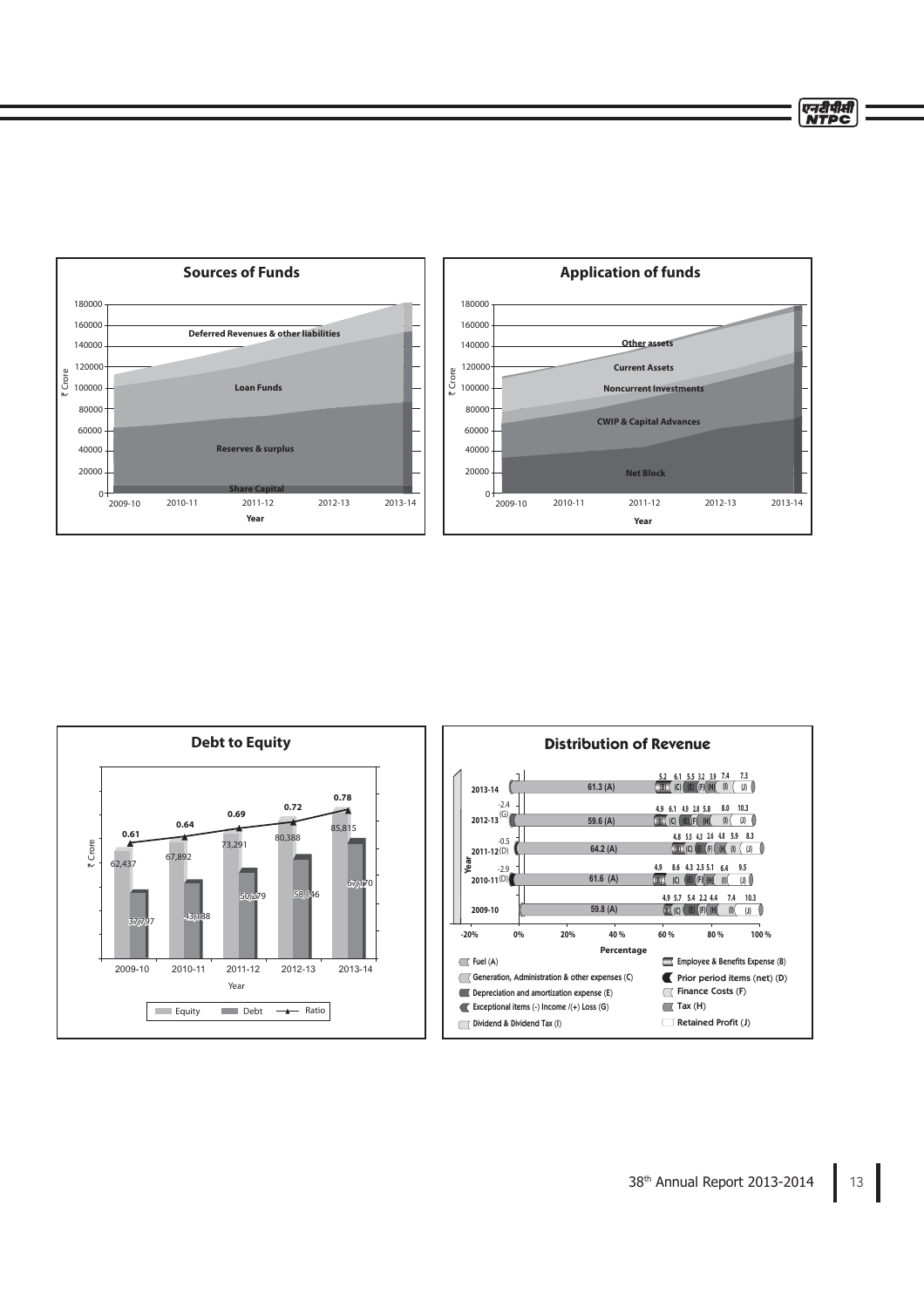## Sources of Funds

₹ Crore

180000
160000
140000
120000
100000
80000
60000
40000
20000
0

Deferred Revenues & other liabilities

Loan Funds

Reserves & surplus

Share Capital

2009-10 2010-11 2011-12 2012-13 2013-14

Year

## Application of funds

₹ Crore

180000
160000
140000
120000
100000
80000
60000
40000
20000
0

Other assets

Current Assets

Noncurrent Investments

CWIP & Capital Advances

Net Block

2009-10 2010-11 2011-12 2012-13 2013-14

Year

## Debt to Equity

₹ Crore

| Year | Equity | Debt | Ratio |
|---|---|---|---|
| 2009-10 | 62,437 | 37,797 | 0.61 |
| 2010-11 | 67,892 | 43,188 | 0.64 |
| 2011-12 | 73,291 | 50,279 | 0.69 |
| 2012-13 | 80,388 | 58,146 | 0.72 |
| 2013-14 | 85,815 | 67,170 | 0.78 |

## Distribution of Revenue

| Year | Values |
|---|---|
| 2013-14 | 61.3 (A), 5.2, 6.1, 5.5, 3.2, 3.9, 7.4, 7.3 |
| 2012-13 | -2.4 (G), 59.6 (A), 4.9, 6.1, 4.9, 2.8, 5.8, 8.0, 10.3 |
| 2011-12 | -0.5 (D), 64.2 (A), 4.8, 5.5, 4.3, 2.6, 4.8, 5.9, 8.3 |
| 2010-11 | -2.9 (D), 61.6 (A), 4.9, 8.6, 4.3, 2.5, 5.1, 6.4, 9.5 |
| 2009-10 | 59.8 (A), 4.9, 5.7, 5.4, 2.2, 4.4, 7.4, 10.3 |

-20% 0% 20% 40 % 60 % 80 % 100 %

Percentage

- Fuel (A)
- Employee & Benefits Expense (B)
- Generation, Administration & other expenses (C)
- Prior period items (net) (D)
- Depreciation and amortization expense (E)
- Finance Costs (F)
- Exceptional items (-) Income /(+) Loss (G)
- Tax (H)
- Dividend & Dividend Tax (I)
- Retained Profit (J)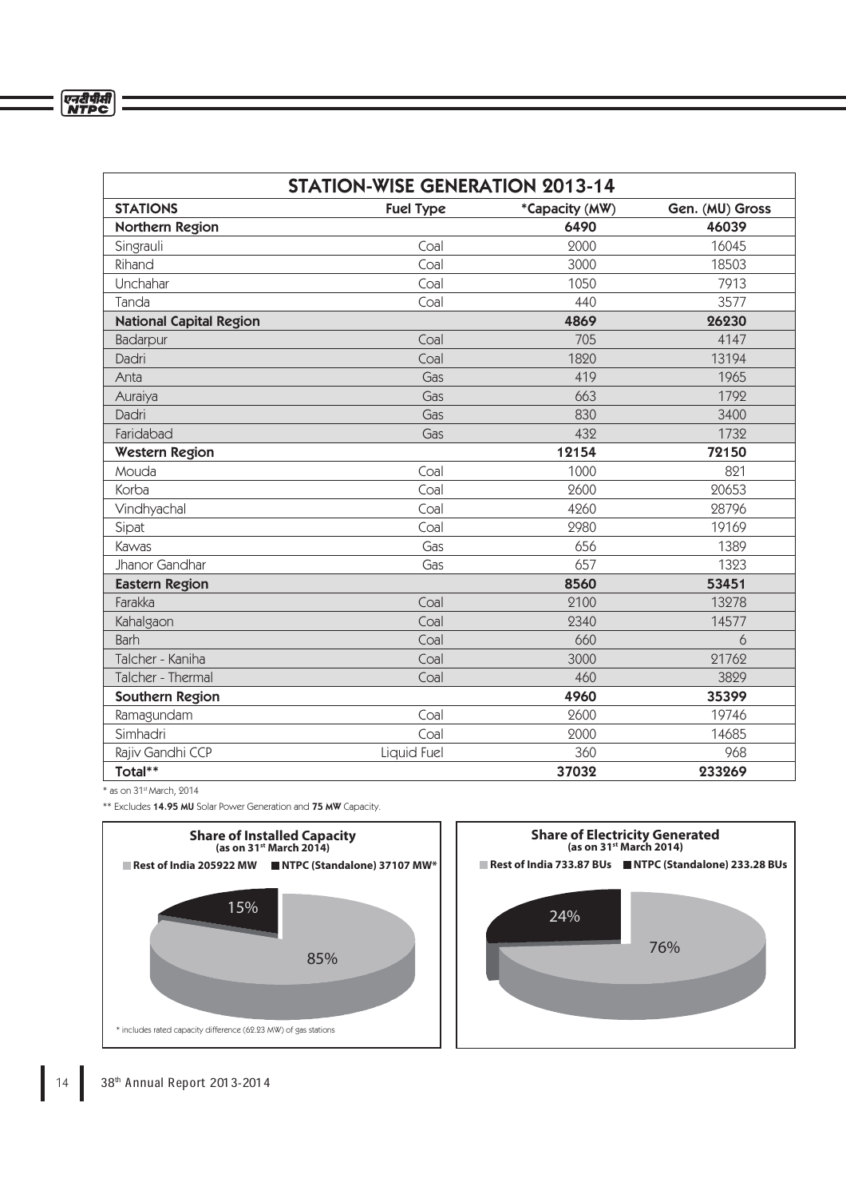## STATION-WISE GENERATION 2013-14

| STATIONS | Fuel Type | *Capacity (MW) | Gen. (MU) Gross |
|---|---|---|---|
| **Northern Region** | | **6490** | **46039** |
| Singrauli | Coal | 2000 | 16045 |
| Rihand | Coal | 3000 | 18503 |
| Unchahar | Coal | 1050 | 7913 |
| Tanda | Coal | 440 | 3577 |
| **National Capital Region** | | **4869** | **26230** |
| Badarpur | Coal | 705 | 4147 |
| Dadri | Coal | 1820 | 13194 |
| Anta | Gas | 419 | 1965 |
| Auraiya | Gas | 663 | 1792 |
| Dadri | Gas | 830 | 3400 |
| Faridabad | Gas | 432 | 1732 |
| **Western Region** | | **12154** | **72150** |
| Mouda | Coal | 1000 | 821 |
| Korba | Coal | 2600 | 20653 |
| Vindhyachal | Coal | 4260 | 28796 |
| Sipat | Coal | 2980 | 19169 |
| Kawas | Gas | 656 | 1389 |
| Jhanor Gandhar | Gas | 657 | 1323 |
| **Eastern Region** | | **8560** | **53451** |
| Farakka | Coal | 2100 | 13278 |
| Kahalgaon | Coal | 2340 | 14577 |
| Barh | Coal | 660 | 6 |
| Talcher - Kaniha | Coal | 3000 | 21762 |
| Talcher - Thermal | Coal | 460 | 3829 |
| **Southern Region** | | **4960** | **35399** |
| Ramagundam | Coal | 2600 | 19746 |
| Simhadri | Coal | 2000 | 14685 |
| Rajiv Gandhi CCP | Liquid Fuel | 360 | 968 |
| **Total**** | | **37032** | **233269** |

* as on 31st March, 2014

** Excludes **14.95 MU** Solar Power Generation and **75 MW** Capacity.

**Share of Installed Capacity (as on 31st March 2014)**

Rest of India 205922 MW — 85%

NTPC (Standalone) 37107 MW* — 15%

* includes rated capacity difference (62.23 MW) of gas stations

**Share of Electricity Generated (as on 31st March 2014)**

Rest of India 733.87 BUs — 76%

NTPC (Standalone) 233.28 BUs — 24%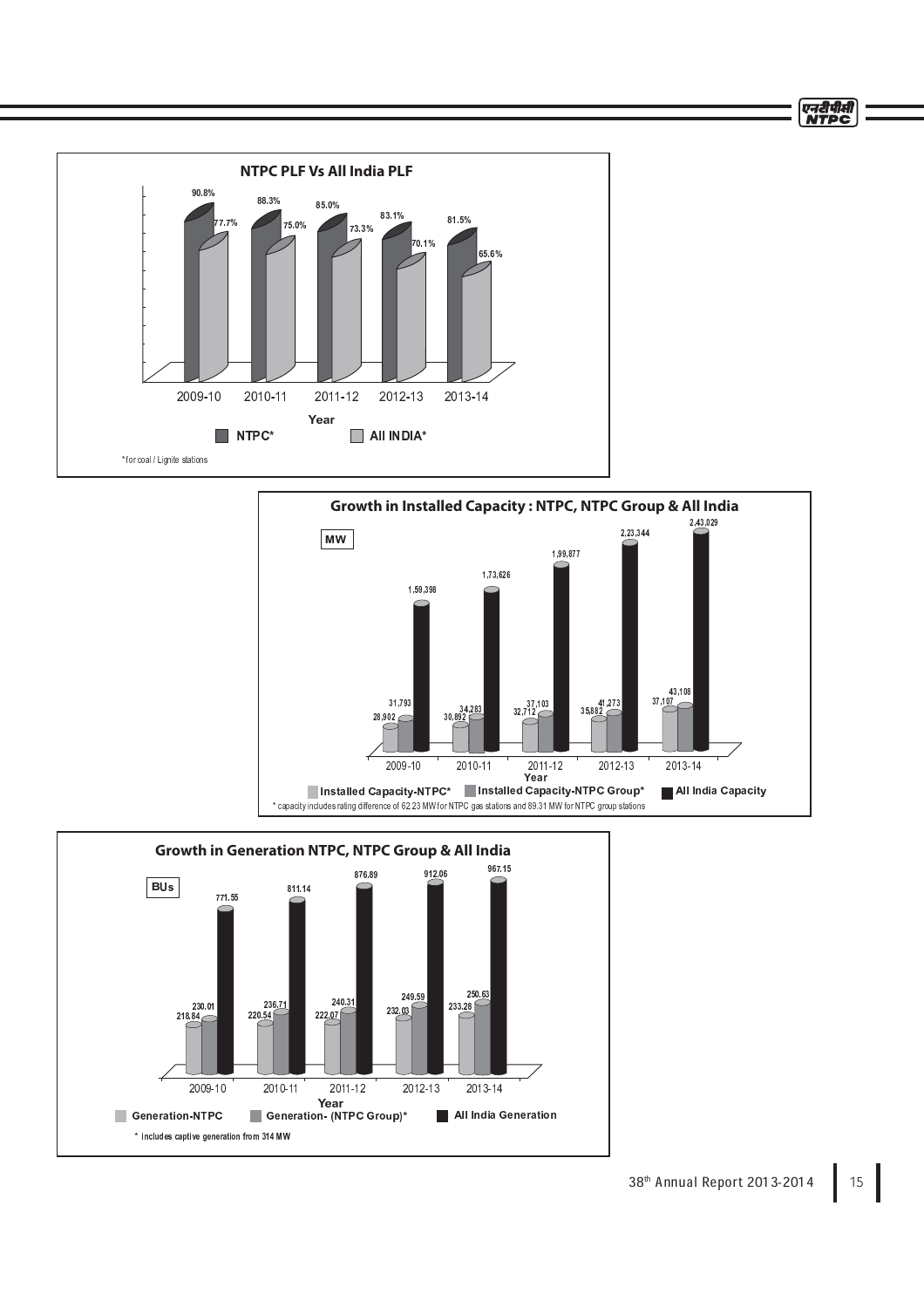## NTPC PLF Vs All India PLF

90.8%
77.7%
88.3%
75.0%
85.0%
73.3%
83.1%
70.1%
81.5%
65.6%

2009-10
2010-11
2011-12
2012-13
2013-14

Year

NTPC*
All INDIA*

*for coal / Lignite stations

## Growth in Installed Capacity : NTPC, NTPC Group & All India

MW

28,902
31,793
1,59,398
30,892
34,283
1,73,626
32,712
37,103
1,99,877
35,882
41,273
2,23,344
37,107
43,108
2,43,029

2009-10
2010-11
2011-12
2012-13
2013-14

Year

Installed Capacity-NTPC*
Installed Capacity-NTPC Group*
All India Capacity

* capacity includes rating difference of 62.23 MW for NTPC gas stations and 89.31 MW for NTPC group stations

## Growth in Generation NTPC, NTPC Group & All India

BUs

218.84
230.01
771.55
220.54
236.71
811.14
222.07
240.31
876.89
232.03
249.59
912.06
233.28
250.63
967.15

2009-10
2010-11
2011-12
2012-13
2013-14

Year

Generation-NTPC
Generation- (NTPC Group)*
All India Generation

* includes captive generation from 314 MW